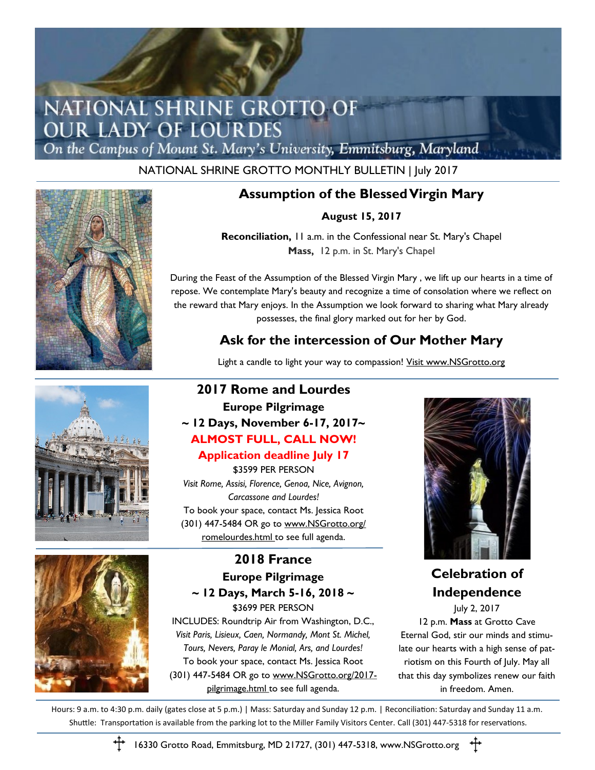# NATIONAL SHRINE GROTTO OF OUR LADY OF LOURDES

*On the Campus of Mount St. Mary's University, Emmitsburg, Maryland*

NATIONAL SHRINE GROTTO MONTHLY BULLETIN | July 2017

## Assumption of the Blessed Virgin Mary

**August 15, 2017**

**Reconciliation,** 11 a.m. in the Confessional near St. Mary's Chapel
**Mass,** 12 p.m. in St. Mary's Chapel

During the Feast of the Assumption of the Blessed Virgin Mary , we lift up our hearts in a time of repose. We contemplate Mary's beauty and recognize a time of consolation where we reflect on the reward that Mary enjoys. In the Assumption we look forward to sharing what Mary already possesses, the final glory marked out for her by God.

## Ask for the intercession of Our Mother Mary

Light a candle to light your way to compassion! Visit www.NSGrotto.org

## 2017 Rome and Lourdes

### Europe Pilgrimage

### ~ 12 Days, November 6-17, 2017~

**ALMOST FULL, CALL NOW!**

**Application deadline July 17**

$3599 PER PERSON

*Visit Rome, Assisi, Florence, Genoa, Nice, Avignon, Carcassone and Lourdes!*

To book your space, contact Ms. Jessica Root (301) 447-5484 OR go to www.NSGrotto.org/romelourdes.html to see full agenda.

## 2018 France

### Europe Pilgrimage

### ~ 12 Days, March 5-16, 2018 ~

$3699 PER PERSON

INCLUDES: Roundtrip Air from Washington, D.C., *Visit Paris, Lisieux, Caen, Normandy, Mont St. Michel, Tours, Nevers, Paray le Monial, Ars, and Lourdes!*

To book your space, contact Ms. Jessica Root (301) 447-5484 OR go to www.NSGrotto.org/2017-pilgrimage.html to see full agenda.

## Celebration of Independence

July 2, 2017

12 p.m. **Mass** at Grotto Cave

Eternal God, stir our minds and stimulate our hearts with a high sense of patriotism on this Fourth of July. May all that this day symbolizes renew our faith in freedom. Amen.

Hours: 9 a.m. to 4:30 p.m. daily (gates close at 5 p.m.) | Mass: Saturday and Sunday 12 p.m. | Reconciliation: Saturday and Sunday 11 a.m.
Shuttle: Transportation is available from the parking lot to the Miller Family Visitors Center. Call (301) 447-5318 for reservations.

16330 Grotto Road, Emmitsburg, MD 21727, (301) 447-5318, www.NSGrotto.org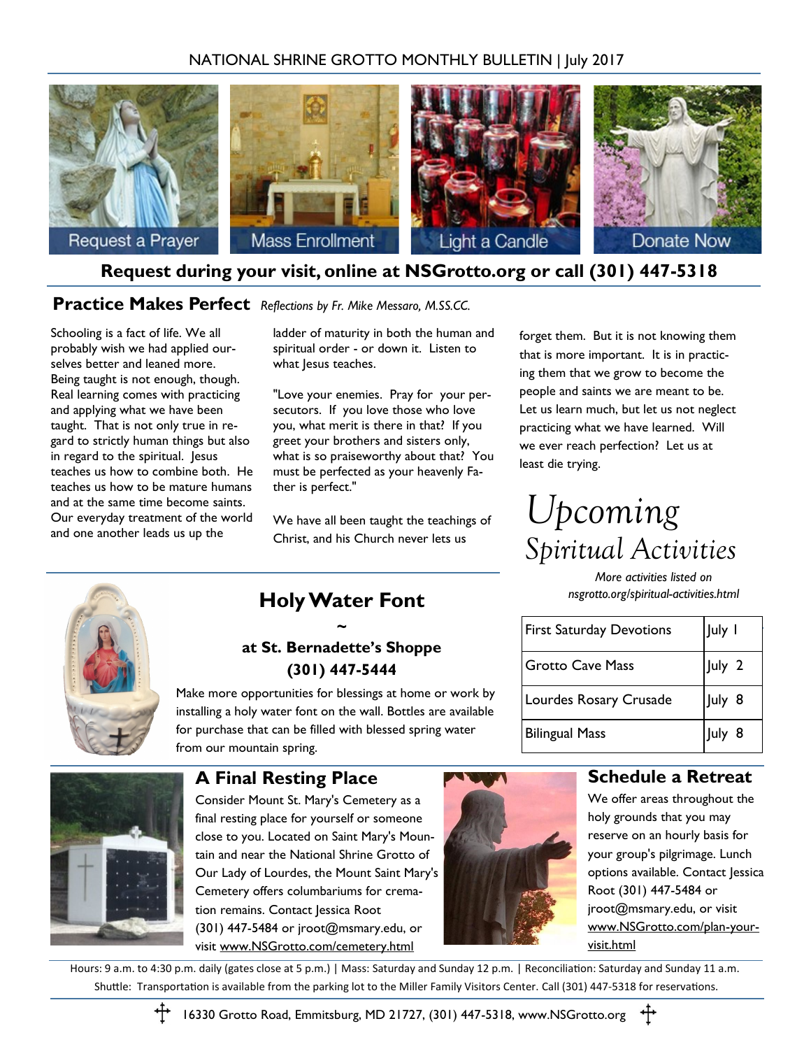NATIONAL SHRINE GROTTO MONTHLY BULLETIN | July 2017

Request a Prayer | Mass Enrollment | Light a Candle | Donate Now

**Request during your visit, online at NSGrotto.org or call (301) 447-5318**

## Practice Makes Perfect *Reflections by Fr. Mike Messaro, M.SS.CC.*

Schooling is a fact of life. We all probably wish we had applied ourselves better and leaned more. Being taught is not enough, though. Real learning comes with practicing and applying what we have been taught. That is not only true in regard to strictly human things but also in regard to the spiritual. Jesus teaches us how to combine both. He teaches us how to be mature humans and at the same time become saints. Our everyday treatment of the world and one another leads us up the ladder of maturity in both the human and spiritual order - or down it. Listen to what Jesus teaches.

"Love your enemies. Pray for your persecutors. If you love those who love you, what merit is there in that? If you greet your brothers and sisters only, what is so praiseworthy about that? You must be perfected as your heavenly Father is perfect."

We have all been taught the teachings of Christ, and his Church never lets us forget them. But it is not knowing them that is more important. It is in practicing them that we grow to become the people and saints we are meant to be. Let us learn much, but let us not neglect practicing what we have learned. Will we ever reach perfection? Let us at least die trying.

## Upcoming Spiritual Activities

*More activities listed on nsgrotto.org/spiritual-activities.html*

| | |
|---|---|
| First Saturday Devotions | July 1 |
| Grotto Cave Mass | July 2 |
| Lourdes Rosary Crusade | July 8 |
| Bilingual Mass | July 8 |

## Holy Water Font

~

### at St. Bernadette's Shoppe (301) 447-5444

Make more opportunities for blessings at home or work by installing a holy water font on the wall. Bottles are available for purchase that can be filled with blessed spring water from our mountain spring.

## A Final Resting Place

Consider Mount St. Mary's Cemetery as a final resting place for yourself or someone close to you. Located on Saint Mary's Mountain and near the National Shrine Grotto of Our Lady of Lourdes, the Mount Saint Mary's Cemetery offers columbariums for cremation remains. Contact Jessica Root (301) 447-5484 or jroot@msmary.edu, or visit www.NSGrotto.com/cemetery.html

## Schedule a Retreat

We offer areas throughout the holy grounds that you may reserve on an hourly basis for your group's pilgrimage. Lunch options available. Contact Jessica Root (301) 447-5484 or jroot@msmary.edu, or visit www.NSGrotto.com/plan-your-visit.html

Hours: 9 a.m. to 4:30 p.m. daily (gates close at 5 p.m.) | Mass: Saturday and Sunday 12 p.m. | Reconciliation: Saturday and Sunday 11 a.m.
Shuttle: Transportation is available from the parking lot to the Miller Family Visitors Center. Call (301) 447-5318 for reservations.

16330 Grotto Road, Emmitsburg, MD 21727, (301) 447-5318, www.NSGrotto.org